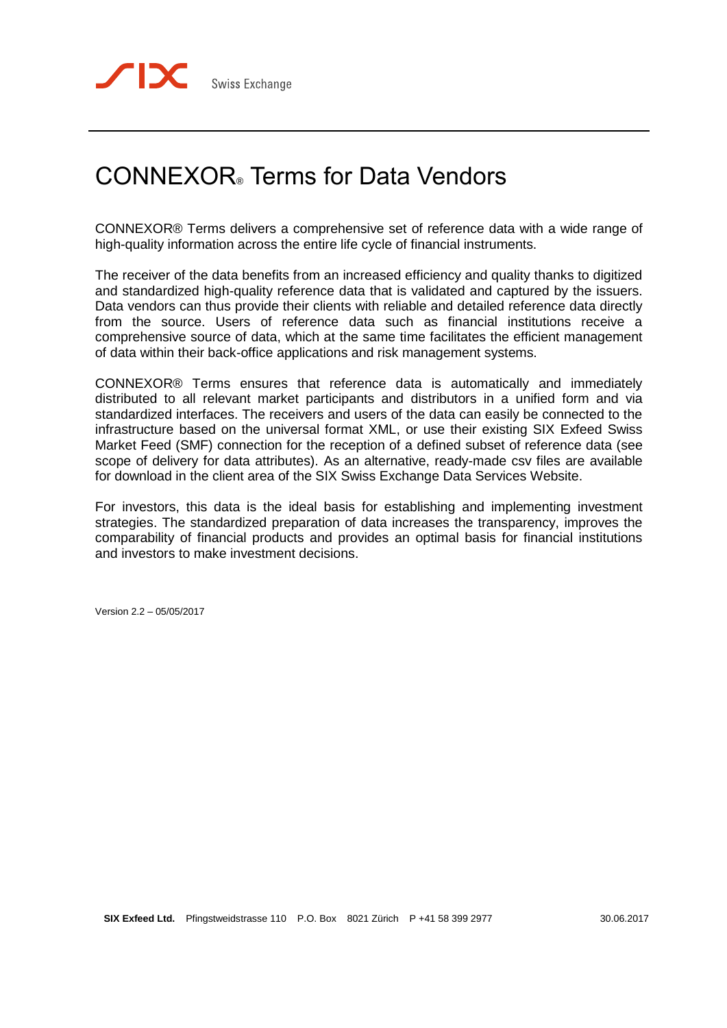# CONNEXOR® Terms for Data Vendors

CONNEXOR® Terms delivers a comprehensive set of reference data with a wide range of high-quality information across the entire life cycle of financial instruments.

The receiver of the data benefits from an increased efficiency and quality thanks to digitized and standardized high-quality reference data that is validated and captured by the issuers. Data vendors can thus provide their clients with reliable and detailed reference data directly from the source. Users of reference data such as financial institutions receive a comprehensive source of data, which at the same time facilitates the efficient management of data within their back-office applications and risk management systems.

CONNEXOR® Terms ensures that reference data is automatically and immediately distributed to all relevant market participants and distributors in a unified form and via standardized interfaces. The receivers and users of the data can easily be connected to the infrastructure based on the universal format XML, or use their existing SIX Exfeed Swiss Market Feed (SMF) connection for the reception of a defined subset of reference data (see scope of delivery for data attributes). As an alternative, ready-made csv files are available for download in the client area of the SIX Swiss Exchange Data Services Website.

For investors, this data is the ideal basis for establishing and implementing investment strategies. The standardized preparation of data increases the transparency, improves the comparability of financial products and provides an optimal basis for financial institutions and investors to make investment decisions.

Version 2.2 – 05/05/2017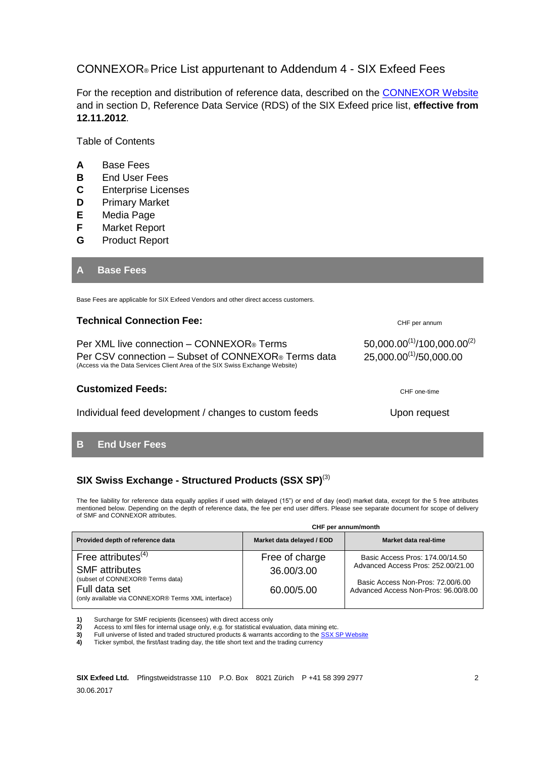# CONNEXOR® Price List appurtenant to Addendum 4 - SIX Exfeed Fees

For the reception and distribution of reference data, described on the CONNEXOR Website and in section D, Reference Data Service (RDS) of the SIX Exfeed price list, **effective from 12.11.2012**.

Table of Contents

- **A** Base Fees
- **B** End User Fees
- **C** Enterprise Licenses
- **D** Primary Market
- **E** Media Page
- **F** Market Report
- **G** Product Report

## A Base Fees

Base Fees are applicable for SIX Exfeed Vendors and other direct access customers.

### Technical Connection Fee:

| | CHF per annum |
|---|---|
| Per XML live connection – CONNEXOR® Terms | 50,000.00[(1)]/100,000.00[(2)] |
| Per CSV connection – Subset of CONNEXOR® Terms data (Access via the Data Services Client Area of the SIX Swiss Exchange Website) | 25,000.00[(1)]/50,000.00 |

### Customized Feeds:

| | CHF one-time |
|---|---|
| Individual feed development / changes to custom feeds | Upon request |

## B End User Fees

### SIX Swiss Exchange - Structured Products (SSX SP)[(3)]

The fee liability for reference data equally applies if used with delayed (15") or end of day (eod) market data, except for the 5 free attributes mentioned below. Depending on the depth of reference data, the fee per end user differs. Please see separate document for scope of delivery of SMF and CONNEXOR attributes.

| | CHF per annum/month | |
|---|---|---|
| **Provided depth of reference data** | **Market data delayed / EOD** | **Market data real-time** |
| Free attributes[(4)] | Free of charge | Basic Access Pros: 174.00/14.50<br>Advanced Access Pros: 252.00/21.00<br><br>Basic Access Non-Pros: 72.00/6.00<br>Advanced Access Non-Pros: 96.00/8.00 |
| SMF attributes (subset of CONNEXOR® Terms data) | 36.00/3.00 | |
| Full data set (only available via CONNEXOR® Terms XML interface) | 60.00/5.00 | |

1) Surcharge for SMF recipients (licensees) with direct access only
2) Access to xml files for internal usage only, e.g. for statistical evaluation, data mining etc.
3) Full universe of listed and traded structured products & warrants according to the SSX SP Website
4) Ticker symbol, the first/last trading day, the title short text and the trading currency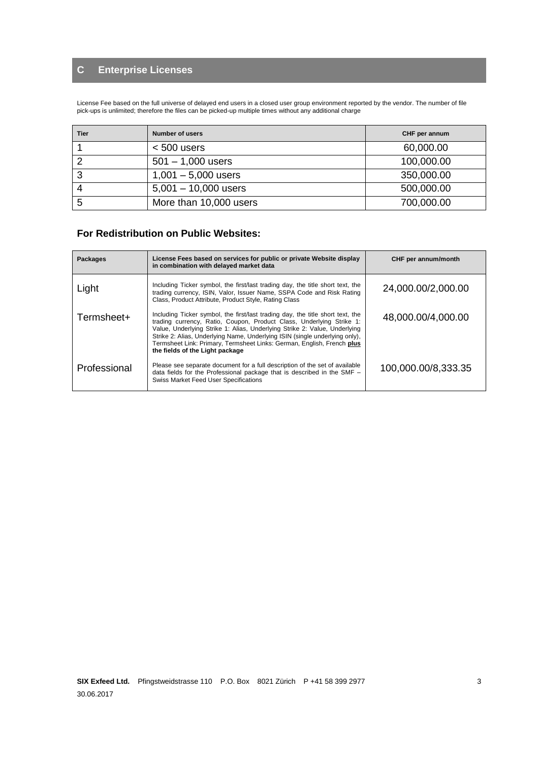## C Enterprise Licenses

License Fee based on the full universe of delayed end users in a closed user group environment reported by the vendor. The number of file pick-ups is unlimited; therefore the files can be picked-up multiple times without any additional charge

| Tier | Number of users | CHF per annum |
|---|---|---|
| 1 | < 500 users | 60,000.00 |
| 2 | 501 – 1,000 users | 100,000.00 |
| 3 | 1,001 – 5,000 users | 350,000.00 |
| 4 | 5,001 – 10,000 users | 500,000.00 |
| 5 | More than 10,000 users | 700,000.00 |

### For Redistribution on Public Websites:

| Packages | License Fees based on services for public or private Website display in combination with delayed market data | CHF per annum/month |
|---|---|---|
| Light | Including Ticker symbol, the first/last trading day, the title short text, the trading currency, ISIN, Valor, Issuer Name, SSPA Code and Risk Rating Class, Product Attribute, Product Style, Rating Class | 24,000.00/2,000.00 |
| Termsheet+ | Including Ticker symbol, the first/last trading day, the title short text, the trading currency, Ratio, Coupon, Product Class, Underlying Strike 1: Value, Underlying Strike 1: Alias, Underlying Strike 2: Value, Underlying Strike 2: Alias, Underlying Name, Underlying ISIN (single underlying only), Termsheet Link: Primary, Termsheet Links: German, English, French **plus the fields of the Light package** | 48,000.00/4,000.00 |
| Professional | Please see separate document for a full description of the set of available data fields for the Professional package that is described in the SMF – Swiss Market Feed User Specifications | 100,000.00/8,333.35 |

**SIX Exfeed Ltd.** Pfingstweidstrasse 110 P.O. Box 8021 Zürich P +41 58 399 2977

30.06.2017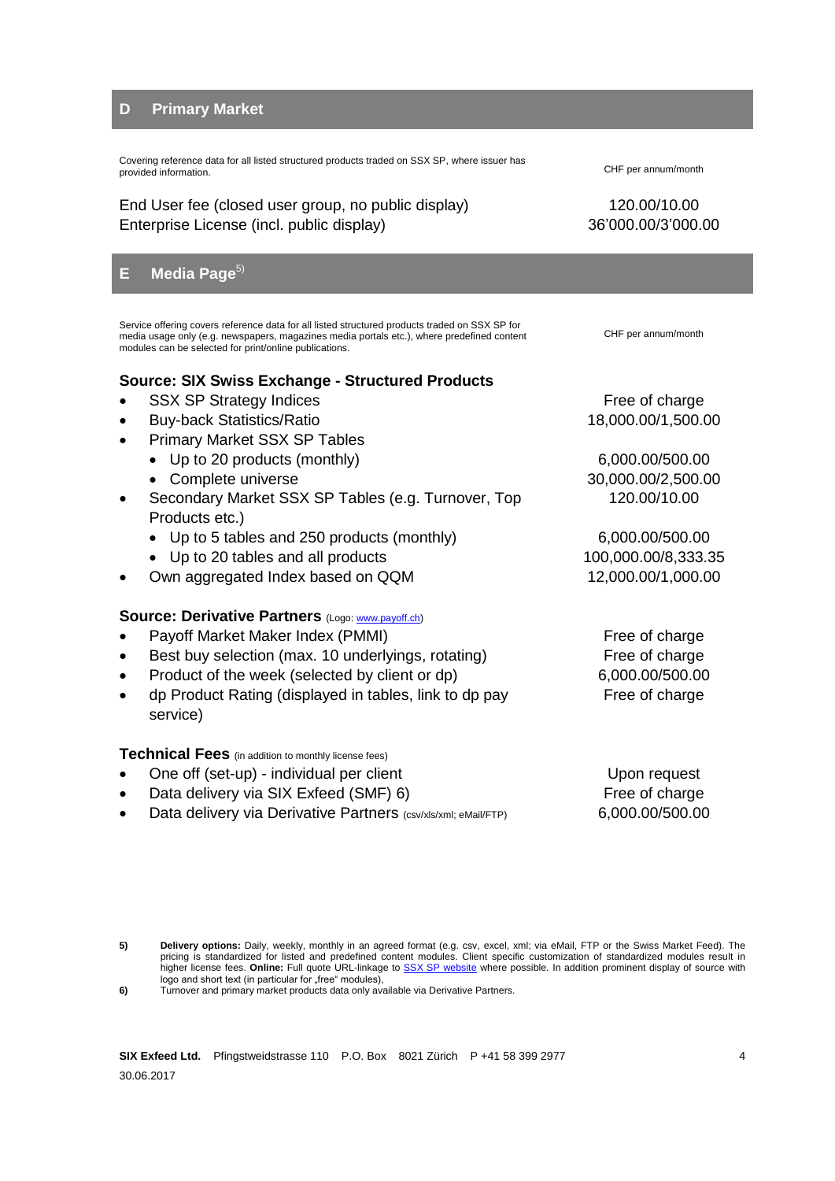## D Primary Market

| Covering reference data for all listed structured products traded on SSX SP, where issuer has provided information. | CHF per annum/month |
|---|---|
| End User fee (closed user group, no public display) | 120.00/10.00 |
| Enterprise License (incl. public display) | 36'000.00/3'000.00 |

## E Media Page[5)]

| Service offering covers reference data for all listed structured products traded on SSX SP for media usage only (e.g. newspapers, magazines media portals etc.), where predefined content modules can be selected for print/online publications. | CHF per annum/month |
|---|---|
| **Source: SIX Swiss Exchange - Structured Products** | |
| • SSX SP Strategy Indices | Free of charge |
| • Buy-back Statistics/Ratio | 18,000.00/1,500.00 |
| • Primary Market SSX SP Tables | |
| &nbsp;&nbsp;• Up to 20 products (monthly) | 6,000.00/500.00 |
| &nbsp;&nbsp;• Complete universe | 30,000.00/2,500.00 |
| • Secondary Market SSX SP Tables (e.g. Turnover, Top Products etc.) | 120.00/10.00 |
| &nbsp;&nbsp;• Up to 5 tables and 250 products (monthly) | 6,000.00/500.00 |
| &nbsp;&nbsp;• Up to 20 tables and all products | 100,000.00/8,333.35 |
| • Own aggregated Index based on QQM | 12,000.00/1,000.00 |
| **Source: Derivative Partners** (Logo: www.payoff.ch) | |
| • Payoff Market Maker Index (PMMI) | Free of charge |
| • Best buy selection (max. 10 underlyings, rotating) | Free of charge |
| • Product of the week (selected by client or dp) | 6,000.00/500.00 |
| • dp Product Rating (displayed in tables, link to dp pay service) | Free of charge |
| **Technical Fees** (in addition to monthly license fees) | |
| • One off (set-up) - individual per client | Upon request |
| • Data delivery via SIX Exfeed (SMF) 6) | Free of charge |
| • Data delivery via Derivative Partners (csv/xls/xml; eMail/FTP) | 6,000.00/500.00 |

5) **Delivery options:** Daily, weekly, monthly in an agreed format (e.g. csv, excel, xml; via eMail, FTP or the Swiss Market Feed). The pricing is standardized for listed and predefined content modules. Client specific customization of standardized modules result in higher license fees. **Online:** Full quote URL-linkage to SSX SP website where possible. In addition prominent display of source with logo and short text (in particular for „free" modules),

6) Turnover and primary market products data only available via Derivative Partners.

**SIX Exfeed Ltd.** Pfingstweidstrasse 110 P.O. Box 8021 Zürich P +41 58 399 2977

30.06.2017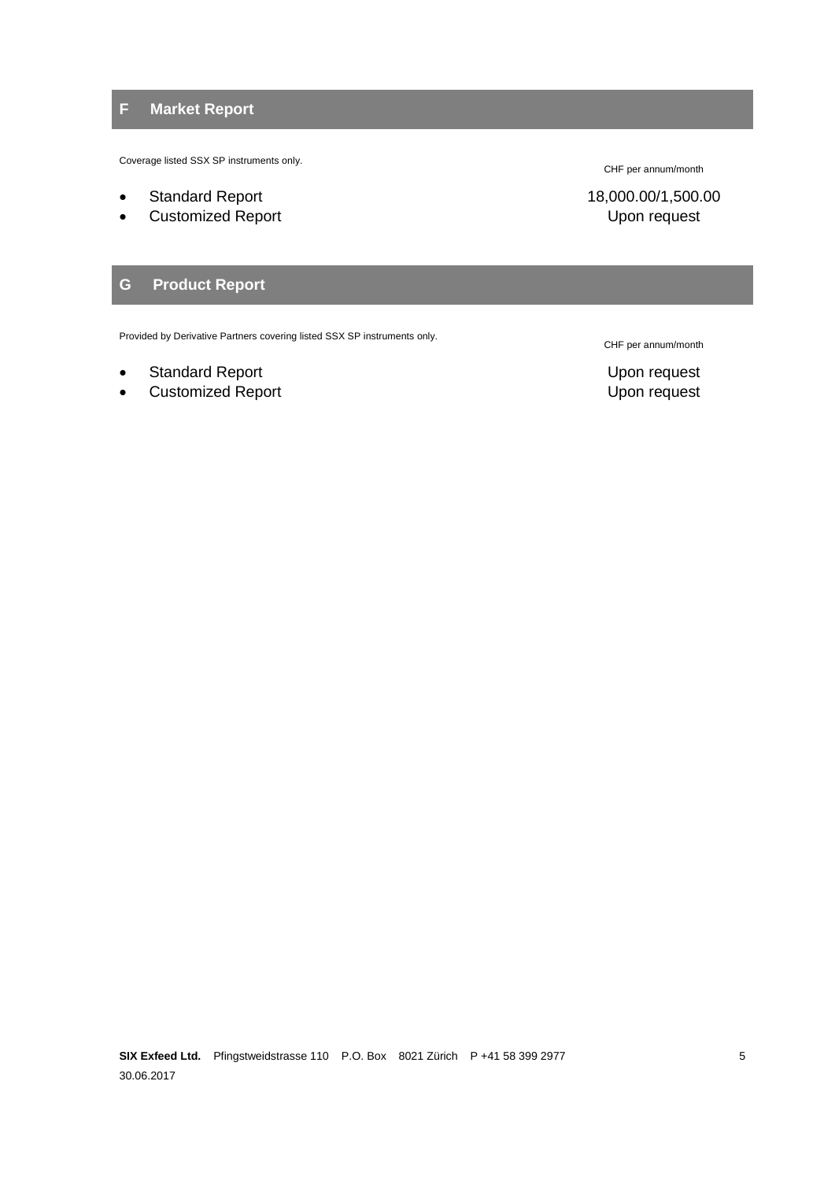## F Market Report

Coverage listed SSX SP instruments only.

| | CHF per annum/month |
|---|---|
| • Standard Report | 18,000.00/1,500.00 |
| • Customized Report | Upon request |

## G Product Report

Provided by Derivative Partners covering listed SSX SP instruments only.

| | CHF per annum/month |
|---|---|
| • Standard Report | Upon request |
| • Customized Report | Upon request |

**SIX Exfeed Ltd.** Pfingstweidstrasse 110 P.O. Box 8021 Zürich P +41 58 399 2977
30.06.2017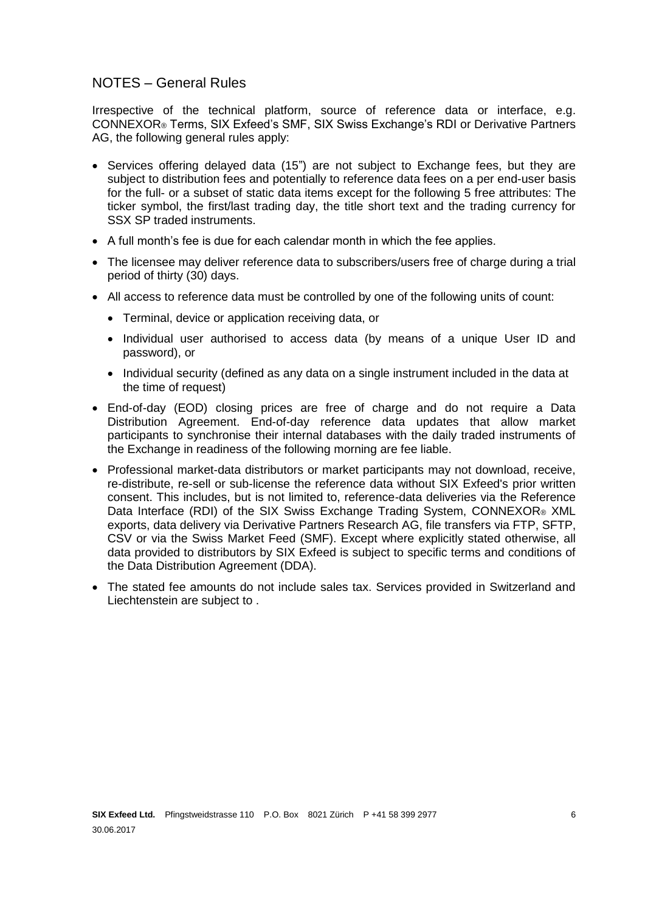## NOTES – General Rules

Irrespective of the technical platform, source of reference data or interface, e.g. CONNEXOR® Terms, SIX Exfeed's SMF, SIX Swiss Exchange's RDI or Derivative Partners AG, the following general rules apply:

- Services offering delayed data (15") are not subject to Exchange fees, but they are subject to distribution fees and potentially to reference data fees on a per end-user basis for the full- or a subset of static data items except for the following 5 free attributes: The ticker symbol, the first/last trading day, the title short text and the trading currency for SSX SP traded instruments.
- A full month's fee is due for each calendar month in which the fee applies.
- The licensee may deliver reference data to subscribers/users free of charge during a trial period of thirty (30) days.
- All access to reference data must be controlled by one of the following units of count:
  - Terminal, device or application receiving data, or
  - Individual user authorised to access data (by means of a unique User ID and password), or
  - Individual security (defined as any data on a single instrument included in the data at the time of request)
- End-of-day (EOD) closing prices are free of charge and do not require a Data Distribution Agreement. End-of-day reference data updates that allow market participants to synchronise their internal databases with the daily traded instruments of the Exchange in readiness of the following morning are fee liable.
- Professional market-data distributors or market participants may not download, receive, re-distribute, re-sell or sub-license the reference data without SIX Exfeed's prior written consent. This includes, but is not limited to, reference-data deliveries via the Reference Data Interface (RDI) of the SIX Swiss Exchange Trading System, CONNEXOR® XML exports, data delivery via Derivative Partners Research AG, file transfers via FTP, SFTP, CSV or via the Swiss Market Feed (SMF). Except where explicitly stated otherwise, all data provided to distributors by SIX Exfeed is subject to specific terms and conditions of the Data Distribution Agreement (DDA).
- The stated fee amounts do not include sales tax. Services provided in Switzerland and Liechtenstein are subject to .

**SIX Exfeed Ltd.** Pfingstweidstrasse 110 P.O. Box 8021 Zürich P +41 58 399 2977

30.06.2017